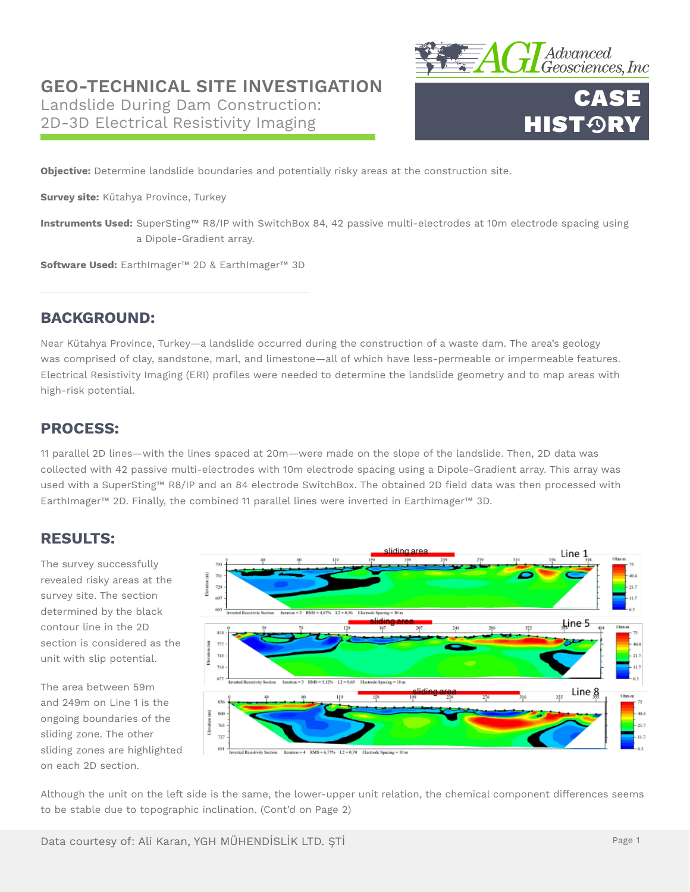# GEO-TECHNICAL SITE INVESTIGATION

## Landslide During Dam Construction: 2D-3D Electrical Resistivity Imaging

**CASE HISTORY**

**Objective:** Determine landslide boundaries and potentially risky areas at the construction site.

**Survey site:** Kütahya Province, Turkey

**Instruments Used:** SuperSting™ R8/IP with SwitchBox 84, 42 passive multi-electrodes at 10m electrode spacing using a Dipole-Gradient array.

**Software Used:** EarthImager™ 2D & EarthImager™ 3D

## BACKGROUND:

Near Kütahya Province, Turkey—a landslide occurred during the construction of a waste dam. The area's geology was comprised of clay, sandstone, marl, and limestone—all of which have less-permeable or impermeable features. Electrical Resistivity Imaging (ERI) profiles were needed to determine the landslide geometry and to map areas with high-risk potential.

## PROCESS:

11 parallel 2D lines—with the lines spaced at 20m—were made on the slope of the landslide. Then, 2D data was collected with 42 passive multi-electrodes with 10m electrode spacing using a Dipole-Gradient array. This array was used with a SuperSting™ R8/IP and an 84 electrode SwitchBox. The obtained 2D field data was then processed with EarthImager™ 2D. Finally, the combined 11 parallel lines were inverted in EarthImager™ 3D.

## RESULTS:

The survey successfully revealed risky areas at the survey site. The section determined by the black contour line in the 2D section is considered as the unit with slip potential.

The area between 59m and 249m on Line 1 is the ongoing boundaries of the sliding zone. The other sliding zones are highlighted on each 2D section.

Although the unit on the left side is the same, the lower-upper unit relation, the chemical component differences seems to be stable due to topographic inclination. (Cont'd on Page 2)

Data courtesy of: Ali Karan, YGH MÜHENDİSLİK LTD. ŞTİ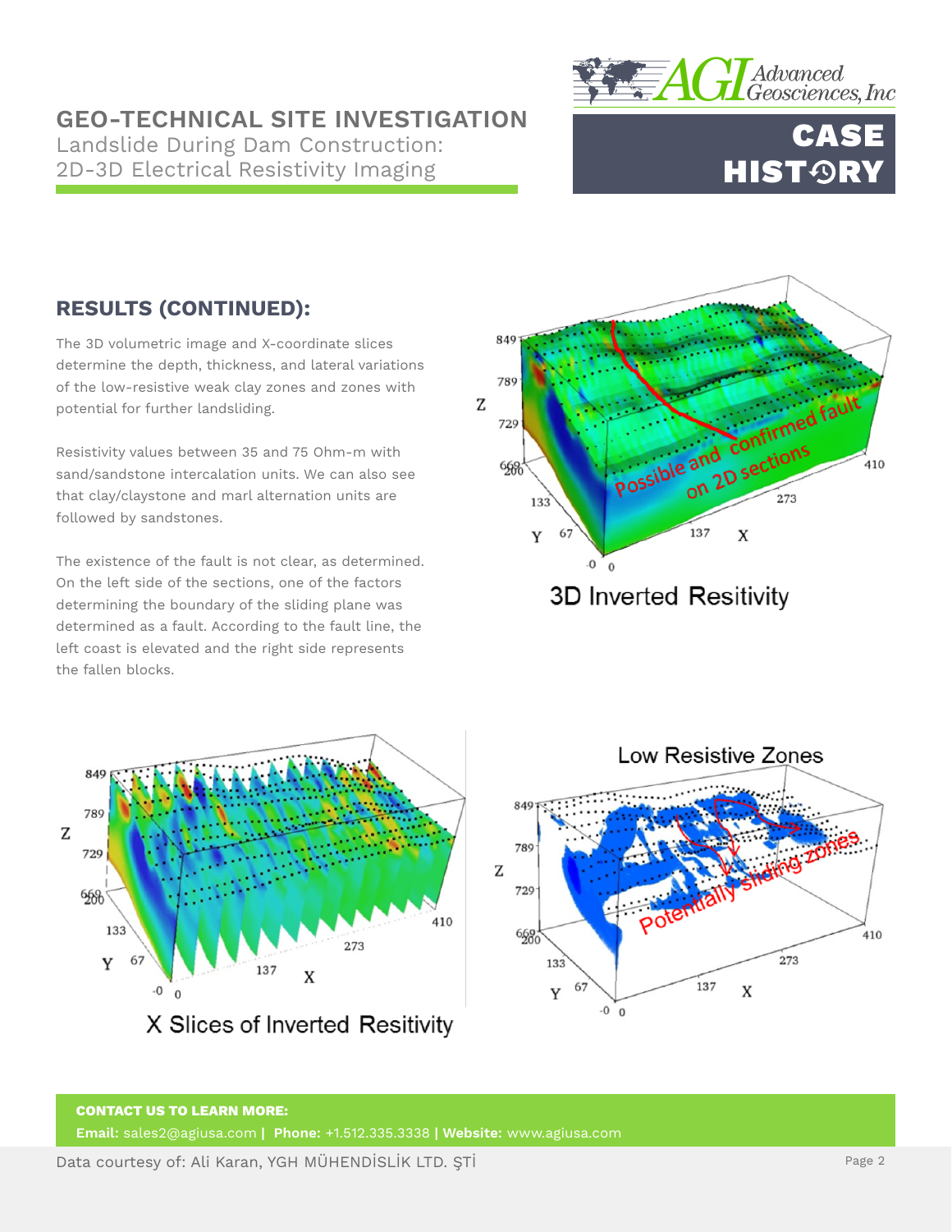# GEO-TECHNICAL SITE INVESTIGATION

Landslide During Dam Construction:
2D-3D Electrical Resistivity Imaging

CASE HISTORY

## RESULTS (CONTINUED):

The 3D volumetric image and X-coordinate slices determine the depth, thickness, and lateral variations of the low-resistive weak clay zones and zones with potential for further landsliding.

Resistivity values between 35 and 75 Ohm-m with sand/sandstone intercalation units. We can also see that clay/claystone and marl alternation units are followed by sandstones.

The existence of the fault is not clear, as determined. On the left side of the sections, one of the factors determining the boundary of the sliding plane was determined as a fault. According to the fault line, the left coast is elevated and the right side represents the fallen blocks.

Z
849
789
729
669
200
133
Y 67
-0
0
137
273
410
X
Possible and confirmed fault on 2D sections

3D Inverted Resitivity

Z
849
789
729
669
200
133
Y 67
-0
0
137
273
410
X

X Slices of Inverted Resitivity

Low Resistive Zones

Z
849
789
729
669
200
133
Y 67
-0
0
137
273
410
X
Potentially sliding zones

**CONTACT US TO LEARN MORE:**

**Email:** sales2@agiusa.com | **Phone:** +1.512.335.3338 | **Website:** www.agiusa.com

Data courtesy of: Ali Karan, YGH MÜHENDİSLİK LTD. ŞTİ